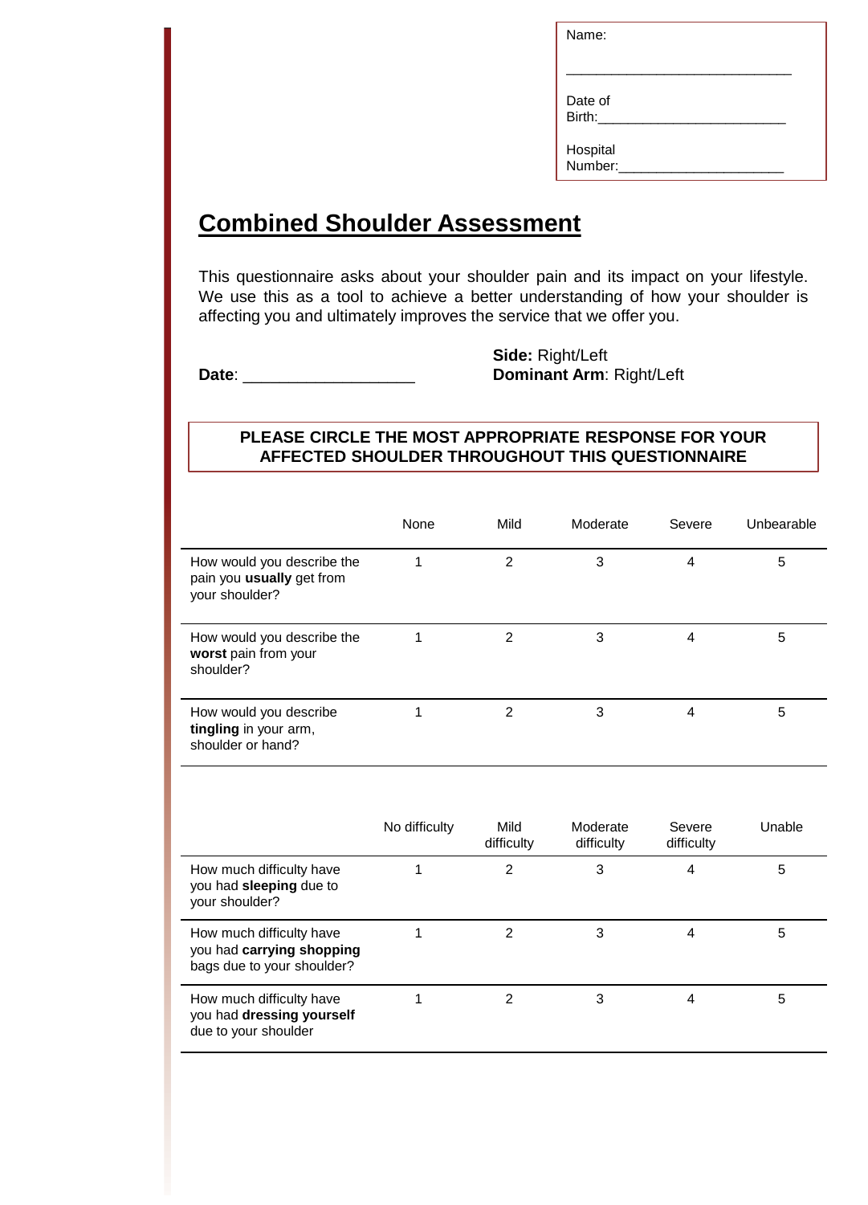Name:

______________________________

Date of Birth:_________________________

Hospital Number:______________________

# Combined Shoulder Assessment

This questionnaire asks about your shoulder pain and its impact on your lifestyle. We use this as a tool to achieve a better understanding of how your shoulder is affecting you and ultimately improves the service that we offer you.

**Date**: ___________________

**Side:** Right/Left
**Dominant Arm**: Right/Left

**PLEASE CIRCLE THE MOST APPROPRIATE RESPONSE FOR YOUR AFFECTED SHOULDER THROUGHOUT THIS QUESTIONNAIRE**

| | None | Mild | Moderate | Severe | Unbearable |
|---|---|---|---|---|---|
| How would you describe the pain you **usually** get from your shoulder? | 1 | 2 | 3 | 4 | 5 |
| How would you describe the **worst** pain from your shoulder? | 1 | 2 | 3 | 4 | 5 |
| How would you describe **tingling** in your arm, shoulder or hand? | 1 | 2 | 3 | 4 | 5 |

| | No difficulty | Mild difficulty | Moderate difficulty | Severe difficulty | Unable |
|---|---|---|---|---|---|
| How much difficulty have you had **sleeping** due to your shoulder? | 1 | 2 | 3 | 4 | 5 |
| How much difficulty have you had **carrying shopping** bags due to your shoulder? | 1 | 2 | 3 | 4 | 5 |
| How much difficulty have you had **dressing yourself** due to your shoulder | 1 | 2 | 3 | 4 | 5 |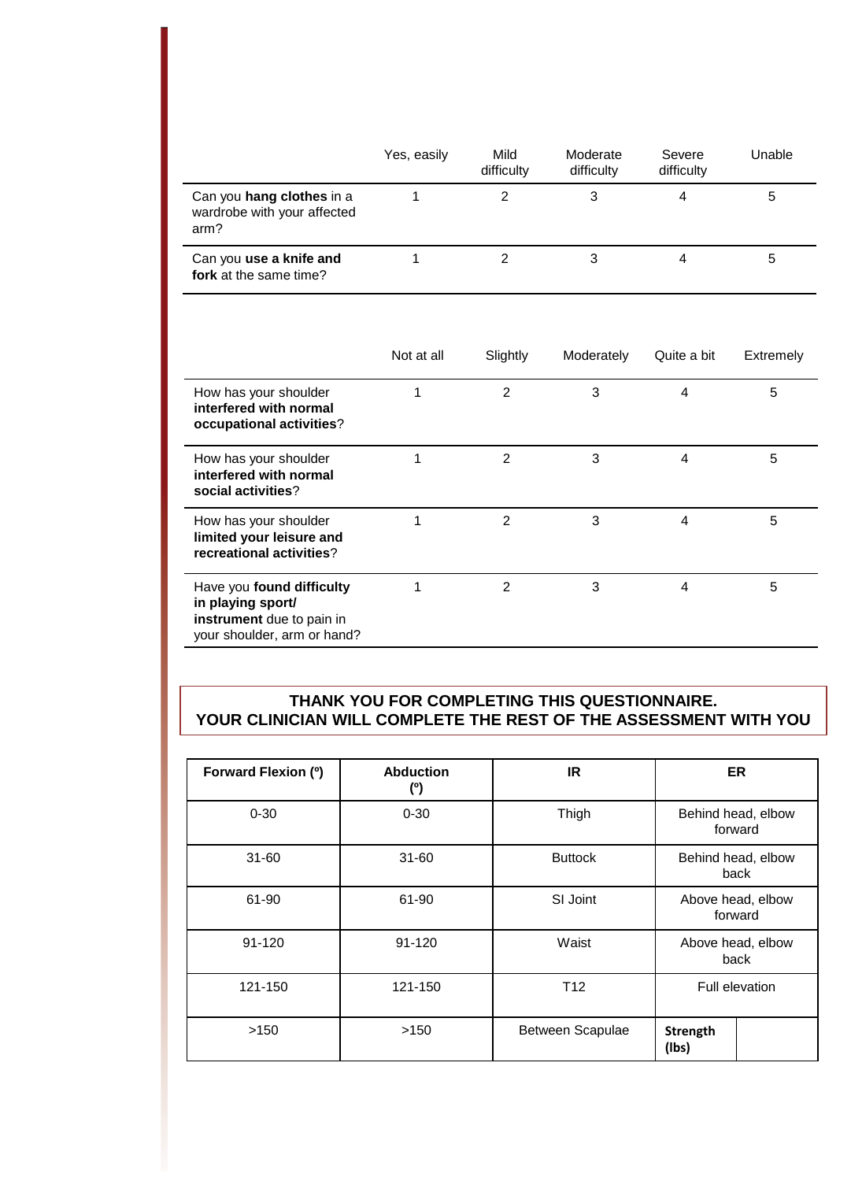| | Yes, easily | Mild difficulty | Moderate difficulty | Severe difficulty | Unable |
|---|---|---|---|---|---|
| Can you **hang clothes** in a wardrobe with your affected arm? | 1 | 2 | 3 | 4 | 5 |
| Can you **use a knife and fork** at the same time? | 1 | 2 | 3 | 4 | 5 |

| | Not at all | Slightly | Moderately | Quite a bit | Extremely |
|---|---|---|---|---|---|
| How has your shoulder **interfered with normal occupational activities**? | 1 | 2 | 3 | 4 | 5 |
| How has your shoulder **interfered with normal social activities**? | 1 | 2 | 3 | 4 | 5 |
| How has your shoulder **limited your leisure and recreational activities**? | 1 | 2 | 3 | 4 | 5 |
| Have you **found difficulty in playing sport/ instrument** due to pain in your shoulder, arm or hand? | 1 | 2 | 3 | 4 | 5 |

**THANK YOU FOR COMPLETING THIS QUESTIONNAIRE.**
**YOUR CLINICIAN WILL COMPLETE THE REST OF THE ASSESSMENT WITH YOU**

| Forward Flexion (º) | Abduction (º) | IR | ER | |
|---|---|---|---|---|
| 0-30 | 0-30 | Thigh | Behind head, elbow forward | |
| 31-60 | 31-60 | Buttock | Behind head, elbow back | |
| 61-90 | 61-90 | SI Joint | Above head, elbow forward | |
| 91-120 | 91-120 | Waist | Above head, elbow back | |
| 121-150 | 121-150 | T12 | Full elevation | |
| >150 | >150 | Between Scapulae | **Strength (lbs)** | |